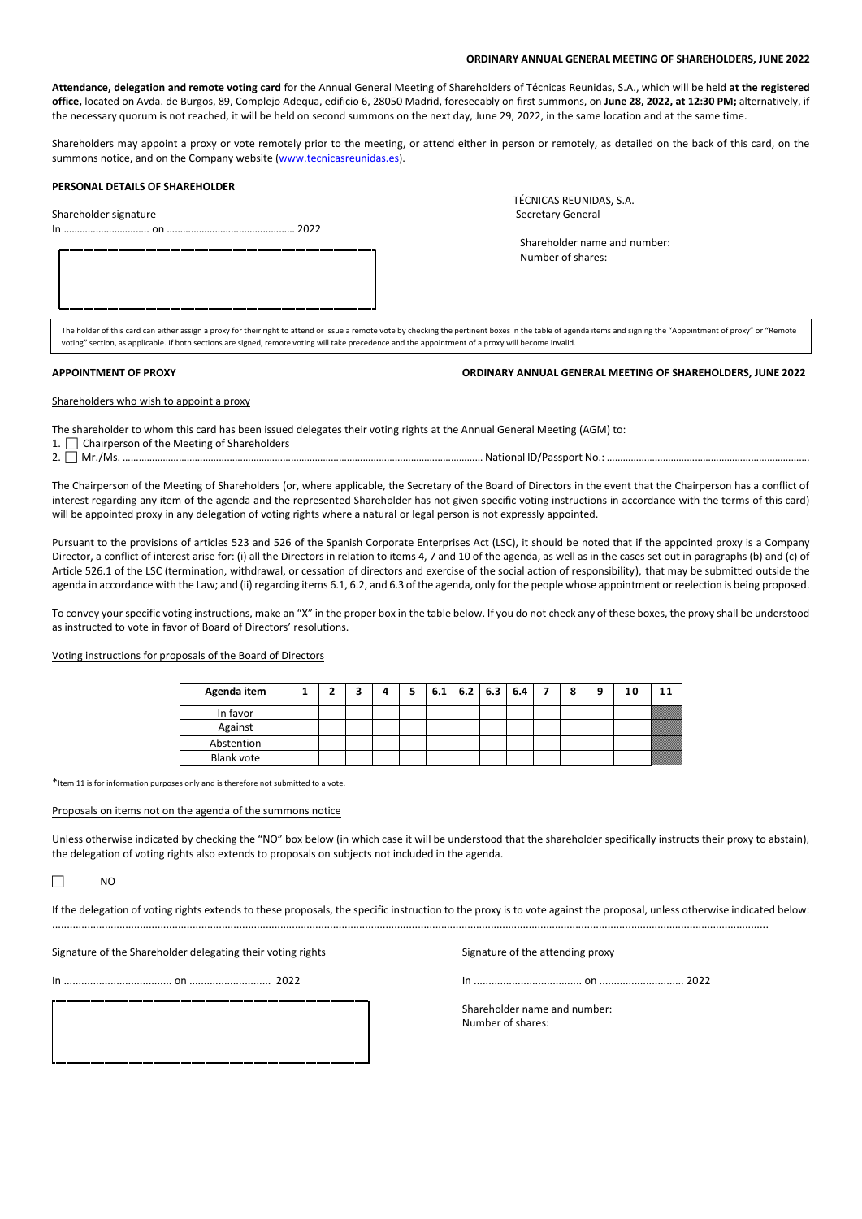**ORDINARY ANNUAL GENERAL MEETING OF SHAREHOLDERS, JUNE 2022**

**Attendance, delegation and remote voting card** for the Annual General Meeting of Shareholders of Técnicas Reunidas, S.A., which will be held **at the registered office,** located on Avda. de Burgos, 89, Complejo Adequa, edificio 6, 28050 Madrid, foreseeably on first summons, on **June 28, 2022, at 12:30 PM;** alternatively, if the necessary quorum is not reached, it will be held on second summons on the next day, June 29, 2022, in the same location and at the same time.

Shareholders may appoint a proxy or vote remotely prior to the meeting, or attend either in person or remotely, as detailed on the back of this card, on the summons notice, and on the Company website (www.tecnicasreunidas.es).

**PERSONAL DETAILS OF SHAREHOLDER**

Shareholder signature

In ................................ on ............................................... 2022

TÉCNICAS REUNIDAS, S.A.
Secretary General

Shareholder name and number:
Number of shares:

The holder of this card can either assign a proxy for their right to attend or issue a remote vote by checking the pertinent boxes in the table of agenda items and signing the "Appointment of proxy" or "Remote voting" section, as applicable. If both sections are signed, remote voting will take precedence and the appointment of a proxy will become invalid.

**APPOINTMENT OF PROXY** **ORDINARY ANNUAL GENERAL MEETING OF SHAREHOLDERS, JUNE 2022**

Shareholders who wish to appoint a proxy

The shareholder to whom this card has been issued delegates their voting rights at the Annual General Meeting (AGM) to:

1. ☐ Chairperson of the Meeting of Shareholders
2. ☐ Mr./Ms. ............................................................................................................ National ID/Passport No.: ..........................................................................

The Chairperson of the Meeting of Shareholders (or, where applicable, the Secretary of the Board of Directors in the event that the Chairperson has a conflict of interest regarding any item of the agenda and the represented Shareholder has not given specific voting instructions in accordance with the terms of this card) will be appointed proxy in any delegation of voting rights where a natural or legal person is not expressly appointed.

Pursuant to the provisions of articles 523 and 526 of the Spanish Corporate Enterprises Act (LSC), it should be noted that if the appointed proxy is a Company Director, a conflict of interest arise for: (i) all the Directors in relation to items 4, 7 and 10 of the agenda, as well as in the cases set out in paragraphs (b) and (c) of Article 526.1 of the LSC (termination, withdrawal, or cessation of directors and exercise of the social action of responsibility), that may be submitted outside the agenda in accordance with the Law; and (ii) regarding items 6.1, 6.2, and 6.3 of the agenda, only for the people whose appointment or reelection is being proposed.

To convey your specific voting instructions, make an "X" in the proper box in the table below. If you do not check any of these boxes, the proxy shall be understood as instructed to vote in favor of Board of Directors' resolutions.

Voting instructions for proposals of the Board of Directors

| Agenda item | 1 | 2 | 3 | 4 | 5 | 6.1 | 6.2 | 6.3 | 6.4 | 7 | 8 | 9 | 10 | 11 |
|---|---|---|---|---|---|---|---|---|---|---|---|---|---|---|
| In favor | | | | | | | | | | | | | | |
| Against | | | | | | | | | | | | | | |
| Abstention | | | | | | | | | | | | | | |
| Blank vote | | | | | | | | | | | | | | |

*Item 11 is for information purposes only and is therefore not submitted to a vote.

Proposals on items not on the agenda of the summons notice

Unless otherwise indicated by checking the "NO" box below (in which case it will be understood that the shareholder specifically instructs their proxy to abstain), the delegation of voting rights also extends to proposals on subjects not included in the agenda.

☐ NO

If the delegation of voting rights extends to these proposals, the specific instruction to the proxy is to vote against the proposal, unless otherwise indicated below:
..........................................................................................................................................................................................................................

Signature of the Shareholder delegating their voting rights

In ..................................... on ............................ 2022

Signature of the attending proxy

In ..................................... on ............................. 2022

Shareholder name and number:
Number of shares: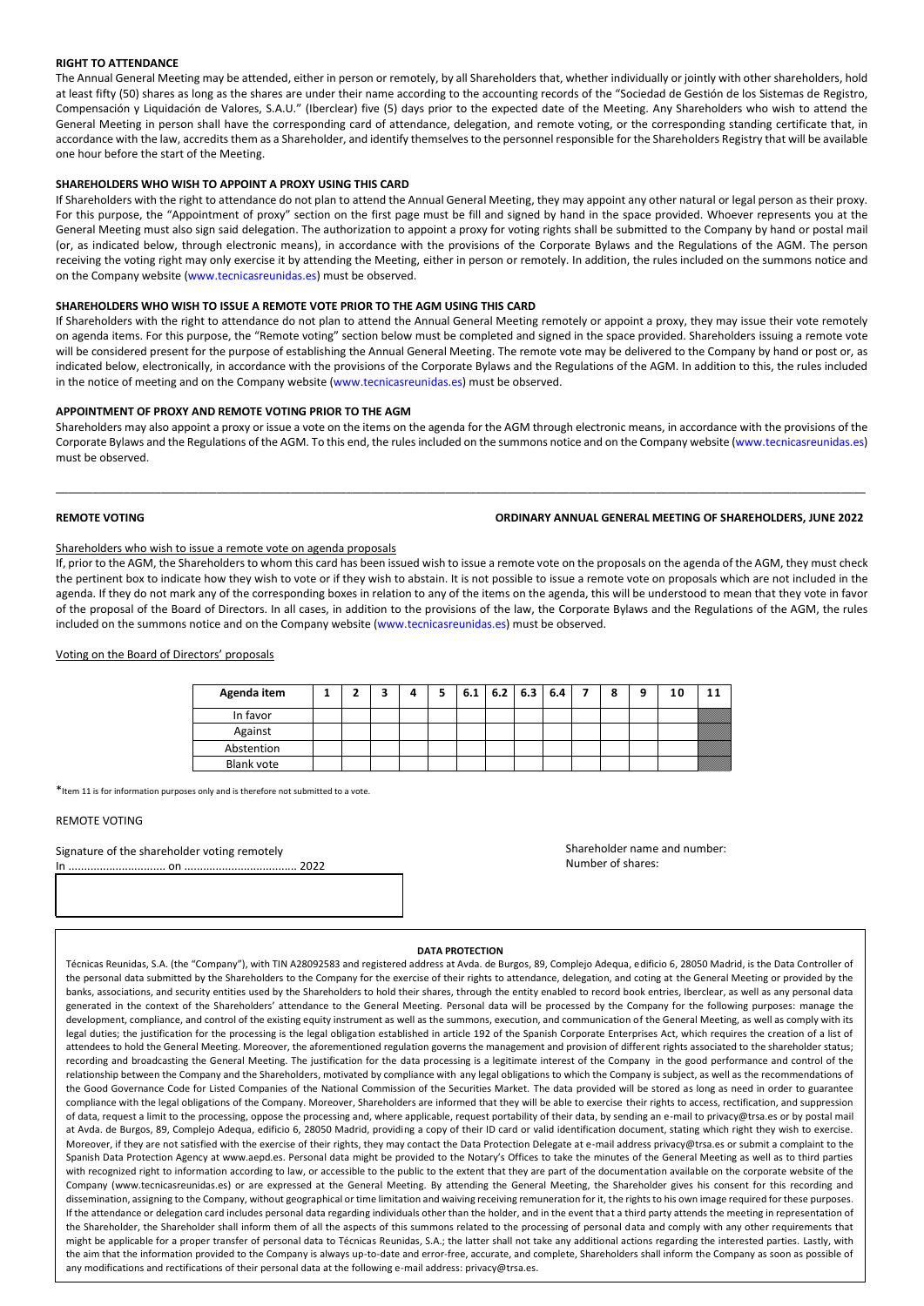**RIGHT TO ATTENDANCE**

The Annual General Meeting may be attended, either in person or remotely, by all Shareholders that, whether individually or jointly with other shareholders, hold at least fifty (50) shares as long as the shares are under their name according to the accounting records of the "Sociedad de Gestión de los Sistemas de Registro, Compensación y Liquidación de Valores, S.A.U." (Iberclear) five (5) days prior to the expected date of the Meeting. Any Shareholders who wish to attend the General Meeting in person shall have the corresponding card of attendance, delegation, and remote voting, or the corresponding standing certificate that, in accordance with the law, accredits them as a Shareholder, and identify themselves to the personnel responsible for the Shareholders Registry that will be available one hour before the start of the Meeting.

**SHAREHOLDERS WHO WISH TO APPOINT A PROXY USING THIS CARD**

If Shareholders with the right to attendance do not plan to attend the Annual General Meeting, they may appoint any other natural or legal person as their proxy. For this purpose, the "Appointment of proxy" section on the first page must be fill and signed by hand in the space provided. Whoever represents you at the General Meeting must also sign said delegation. The authorization to appoint a proxy for voting rights shall be submitted to the Company by hand or postal mail (or, as indicated below, through electronic means), in accordance with the provisions of the Corporate Bylaws and the Regulations of the AGM. The person receiving the voting right may only exercise it by attending the Meeting, either in person or remotely. In addition, the rules included on the summons notice and on the Company website (www.tecnicasreunidas.es) must be observed.

**SHAREHOLDERS WHO WISH TO ISSUE A REMOTE VOTE PRIOR TO THE AGM USING THIS CARD**

If Shareholders with the right to attendance do not plan to attend the Annual General Meeting remotely or appoint a proxy, they may issue their vote remotely on agenda items. For this purpose, the "Remote voting" section below must be completed and signed in the space provided. Shareholders issuing a remote vote will be considered present for the purpose of establishing the Annual General Meeting. The remote vote may be delivered to the Company by hand or post or, as indicated below, electronically, in accordance with the provisions of the Corporate Bylaws and the Regulations of the AGM. In addition to this, the rules included in the notice of meeting and on the Company website (www.tecnicasreunidas.es) must be observed.

**APPOINTMENT OF PROXY AND REMOTE VOTING PRIOR TO THE AGM**

Shareholders may also appoint a proxy or issue a vote on the items on the agenda for the AGM through electronic means, in accordance with the provisions of the Corporate Bylaws and the Regulations of the AGM. To this end, the rules included on the summons notice and on the Company website (www.tecnicasreunidas.es) must be observed.

---

**REMOTE VOTING** **ORDINARY ANNUAL GENERAL MEETING OF SHAREHOLDERS, JUNE 2022**

Shareholders who wish to issue a remote vote on agenda proposals

If, prior to the AGM, the Shareholders to whom this card has been issued wish to issue a remote vote on the proposals on the agenda of the AGM, they must check the pertinent box to indicate how they wish to vote or if they wish to abstain. It is not possible to issue a remote vote on proposals which are not included in the agenda. If they do not mark any of the corresponding boxes in relation to any of the items on the agenda, this will be understood to mean that they vote in favor of the proposal of the Board of Directors. In all cases, in addition to the provisions of the law, the Corporate Bylaws and the Regulations of the AGM, the rules included on the summons notice and on the Company website (www.tecnicasreunidas.es) must be observed.

Voting on the Board of Directors' proposals

| Agenda item | 1 | 2 | 3 | 4 | 5 | 6.1 | 6.2 | 6.3 | 6.4 | 7 | 8 | 9 | 10 | 11 |
|---|---|---|---|---|---|---|---|---|---|---|---|---|---|---|
| In favor | | | | | | | | | | | | | | |
| Against | | | | | | | | | | | | | | |
| Abstention | | | | | | | | | | | | | | |
| Blank vote | | | | | | | | | | | | | | |

*Item 11 is for information purposes only and is therefore not submitted to a vote.

REMOTE VOTING

Signature of the shareholder voting remotely
In .............................. on ................................... 2022

Shareholder name and number:
Number of shares:

**DATA PROTECTION**

Técnicas Reunidas, S.A. (the "Company"), with TIN A28092583 and registered address at Avda. de Burgos, 89, Complejo Adequa, edificio 6, 28050 Madrid, is the Data Controller of the personal data submitted by the Shareholders to the Company for the exercise of their rights to attendance, delegation, and coting at the General Meeting or provided by the banks, associations, and security entities used by the Shareholders to hold their shares, through the entity enabled to record book entries, Iberclear, as well as any personal data generated in the context of the Shareholders' attendance to the General Meeting. Personal data will be processed by the Company for the following purposes: manage the development, compliance, and control of the existing equity instrument as well as the summons, execution, and communication of the General Meeting, as well as comply with its legal duties; the justification for the processing is the legal obligation established in article 192 of the Spanish Corporate Enterprises Act, which requires the creation of a list of attendees to hold the General Meeting. Moreover, the aforementioned regulation governs the management and provision of different rights associated to the shareholder status; recording and broadcasting the General Meeting. The justification for the data processing is a legitimate interest of the Company in the good performance and control of the relationship between the Company and the Shareholders, motivated by compliance with any legal obligations to which the Company is subject, as well as the recommendations of the Good Governance Code for Listed Companies of the National Commission of the Securities Market. The data provided will be stored as long as need in order to guarantee compliance with the legal obligations of the Company. Moreover, Shareholders are informed that they will be able to exercise their rights to access, rectification, and suppression of data, request a limit to the processing, oppose the processing and, where applicable, request portability of their data, by sending an e-mail to privacy@trsa.es or by postal mail at Avda. de Burgos, 89, Complejo Adequa, edificio 6, 28050 Madrid, providing a copy of their ID card or valid identification document, stating which right they wish to exercise. Moreover, if they are not satisfied with the exercise of their rights, they may contact the Data Protection Delegate at e-mail address privacy@trsa.es or submit a complaint to the Spanish Data Protection Agency at www.aepd.es. Personal data might be provided to the Notary's Offices to take the minutes of the General Meeting as well as to third parties with recognized right to information according to law, or accessible to the public to the extent that they are part of the documentation available on the corporate website of the Company (www.tecnicasreunidas.es) or are expressed at the General Meeting. By attending the General Meeting, the Shareholder gives his consent for this recording and dissemination, assigning to the Company, without geographical or time limitation and waiving receiving remuneration for it, the rights to his own image required for these purposes. If the attendance or delegation card includes personal data regarding individuals other than the holder, and in the event that a third party attends the meeting in representation of the Shareholder, the Shareholder shall inform them of all the aspects of this summons related to the processing of personal data and comply with any other requirements that might be applicable for a proper transfer of personal data to Técnicas Reunidas, S.A.; the latter shall not take any additional actions regarding the interested parties. Lastly, with the aim that the information provided to the Company is always up-to-date and error-free, accurate, and complete, Shareholders shall inform the Company as soon as possible of any modifications and rectifications of their personal data at the following e-mail address: privacy@trsa.es.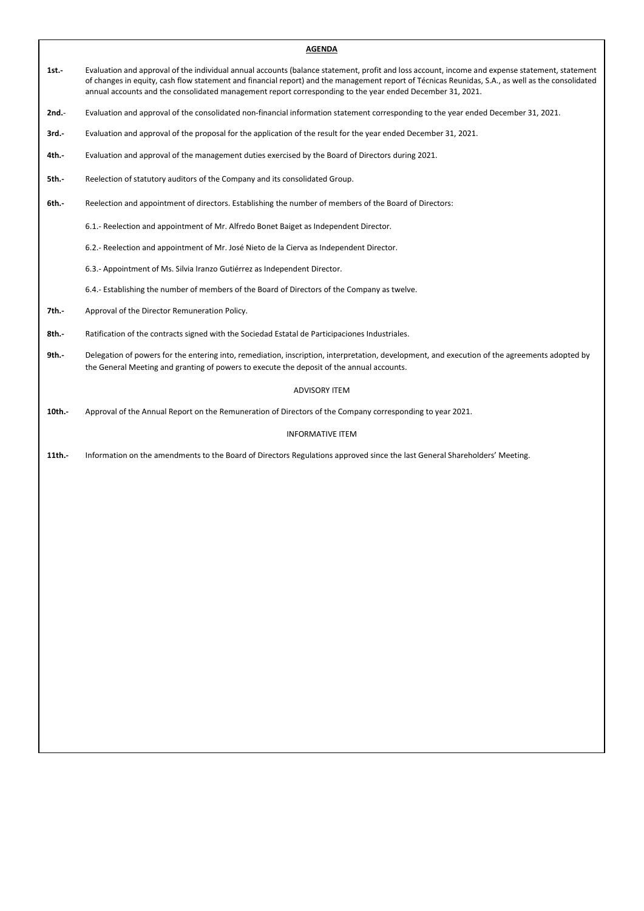## AGENDA

**1st.-** Evaluation and approval of the individual annual accounts (balance statement, profit and loss account, income and expense statement, statement of changes in equity, cash flow statement and financial report) and the management report of Técnicas Reunidas, S.A., as well as the consolidated annual accounts and the consolidated management report corresponding to the year ended December 31, 2021.

**2nd.-** Evaluation and approval of the consolidated non-financial information statement corresponding to the year ended December 31, 2021.

**3rd.-** Evaluation and approval of the proposal for the application of the result for the year ended December 31, 2021.

**4th.-** Evaluation and approval of the management duties exercised by the Board of Directors during 2021.

**5th.-** Reelection of statutory auditors of the Company and its consolidated Group.

**6th.-** Reelection and appointment of directors. Establishing the number of members of the Board of Directors:

6.1.- Reelection and appointment of Mr. Alfredo Bonet Baiget as Independent Director.

6.2.- Reelection and appointment of Mr. José Nieto de la Cierva as Independent Director.

6.3.- Appointment of Ms. Silvia Iranzo Gutiérrez as Independent Director.

6.4.- Establishing the number of members of the Board of Directors of the Company as twelve.

**7th.-** Approval of the Director Remuneration Policy.

**8th.-** Ratification of the contracts signed with the Sociedad Estatal de Participaciones Industriales.

**9th.-** Delegation of powers for the entering into, remediation, inscription, interpretation, development, and execution of the agreements adopted by the General Meeting and granting of powers to execute the deposit of the annual accounts.

ADVISORY ITEM

**10th.-** Approval of the Annual Report on the Remuneration of Directors of the Company corresponding to year 2021.

INFORMATIVE ITEM

**11th.-** Information on the amendments to the Board of Directors Regulations approved since the last General Shareholders' Meeting.